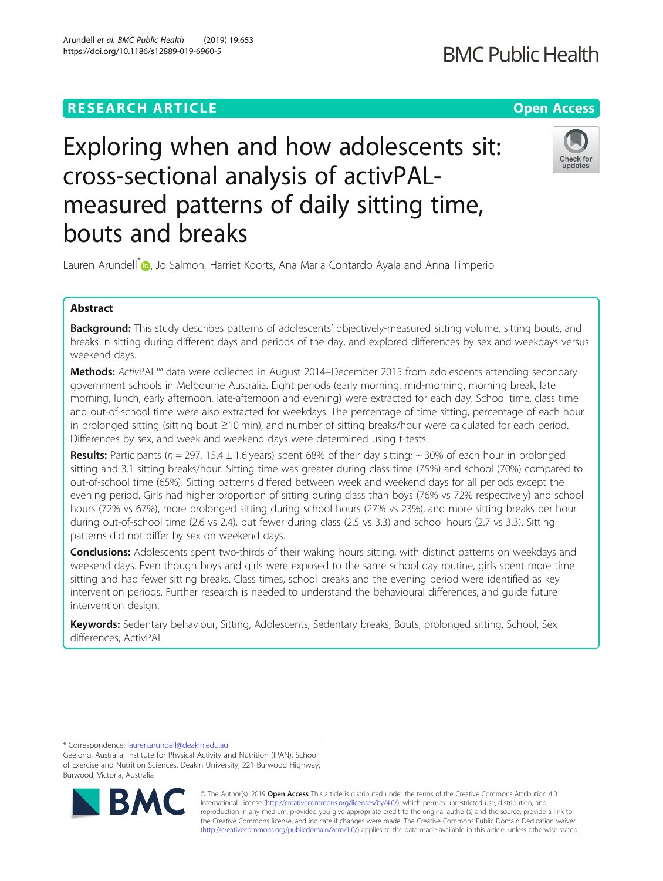RESEARCH ARTICLE

Open Access

# Exploring when and how adolescents sit: cross-sectional analysis of activPAL-measured patterns of daily sitting time, bouts and breaks

Lauren Arundell*, Jo Salmon, Harriet Koorts, Ana Maria Contardo Ayala and Anna Timperio

## Abstract

**Background:** This study describes patterns of adolescents' objectively-measured sitting volume, sitting bouts, and breaks in sitting during different days and periods of the day, and explored differences by sex and weekdays versus weekend days.

**Methods:** *Activ*PAL™ data were collected in August 2014–December 2015 from adolescents attending secondary government schools in Melbourne Australia. Eight periods (early morning, mid-morning, morning break, late morning, lunch, early afternoon, late-afternoon and evening) were extracted for each day. School time, class time and out-of-school time were also extracted for weekdays. The percentage of time sitting, percentage of each hour in prolonged sitting (sitting bout ≥10 min), and number of sitting breaks/hour were calculated for each period. Differences by sex, and week and weekend days were determined using t-tests.

**Results:** Participants ($n = 297$, 15.4 ± 1.6 years) spent 68% of their day sitting; ~ 30% of each hour in prolonged sitting and 3.1 sitting breaks/hour. Sitting time was greater during class time (75%) and school (70%) compared to out-of-school time (65%). Sitting patterns differed between week and weekend days for all periods except the evening period. Girls had higher proportion of sitting during class than boys (76% vs 72% respectively) and school hours (72% vs 67%), more prolonged sitting during school hours (27% vs 23%), and more sitting breaks per hour during out-of-school time (2.6 vs 2.4), but fewer during class (2.5 vs 3.3) and school hours (2.7 vs 3.3). Sitting patterns did not differ by sex on weekend days.

**Conclusions:** Adolescents spent two-thirds of their waking hours sitting, with distinct patterns on weekdays and weekend days. Even though boys and girls were exposed to the same school day routine, girls spent more time sitting and had fewer sitting breaks. Class times, school breaks and the evening period were identified as key intervention periods. Further research is needed to understand the behavioural differences, and guide future intervention design.

**Keywords:** Sedentary behaviour, Sitting, Adolescents, Sedentary breaks, Bouts, prolonged sitting, School, Sex differences, ActivPAL

* Correspondence: lauren.arundell@deakin.edu.au
Geelong, Australia, Institute for Physical Activity and Nutrition (IPAN), School of Exercise and Nutrition Sciences, Deakin University, 221 Burwood Highway, Burwood, Victoria, Australia

© The Author(s). 2019 **Open Access** This article is distributed under the terms of the Creative Commons Attribution 4.0 International License (http://creativecommons.org/licenses/by/4.0/), which permits unrestricted use, distribution, and reproduction in any medium, provided you give appropriate credit to the original author(s) and the source, provide a link to the Creative Commons license, and indicate if changes were made. The Creative Commons Public Domain Dedication waiver (http://creativecommons.org/publicdomain/zero/1.0/) applies to the data made available in this article, unless otherwise stated.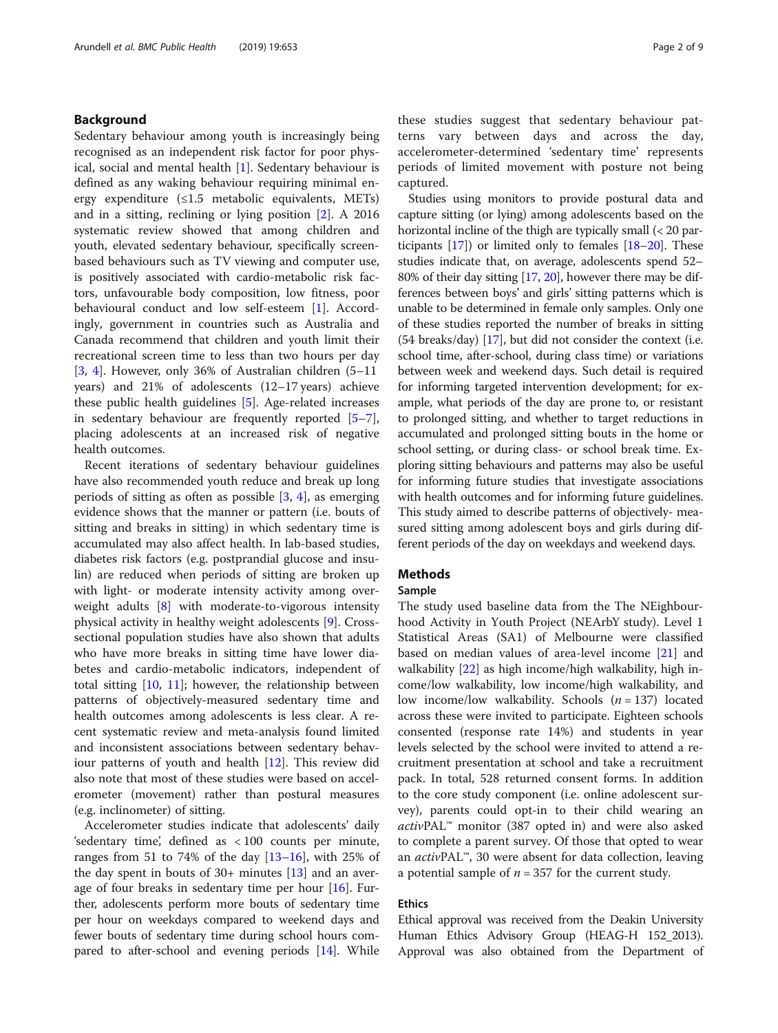## Background

Sedentary behaviour among youth is increasingly being recognised as an independent risk factor for poor physical, social and mental health [1]. Sedentary behaviour is defined as any waking behaviour requiring minimal energy expenditure (≤1.5 metabolic equivalents, METs) and in a sitting, reclining or lying position [2]. A 2016 systematic review showed that among children and youth, elevated sedentary behaviour, specifically screen-based behaviours such as TV viewing and computer use, is positively associated with cardio-metabolic risk factors, unfavourable body composition, low fitness, poor behavioural conduct and low self-esteem [1]. Accordingly, government in countries such as Australia and Canada recommend that children and youth limit their recreational screen time to less than two hours per day [3, 4]. However, only 36% of Australian children (5–11 years) and 21% of adolescents (12–17 years) achieve these public health guidelines [5]. Age-related increases in sedentary behaviour are frequently reported [5–7], placing adolescents at an increased risk of negative health outcomes.

Recent iterations of sedentary behaviour guidelines have also recommended youth reduce and break up long periods of sitting as often as possible [3, 4], as emerging evidence shows that the manner or pattern (i.e. bouts of sitting and breaks in sitting) in which sedentary time is accumulated may also affect health. In lab-based studies, diabetes risk factors (e.g. postprandial glucose and insulin) are reduced when periods of sitting are broken up with light- or moderate intensity activity among overweight adults [8] with moderate-to-vigorous intensity physical activity in healthy weight adolescents [9]. Cross-sectional population studies have also shown that adults who have more breaks in sitting time have lower diabetes and cardio-metabolic indicators, independent of total sitting [10, 11]; however, the relationship between patterns of objectively-measured sedentary time and health outcomes among adolescents is less clear. A recent systematic review and meta-analysis found limited and inconsistent associations between sedentary behaviour patterns of youth and health [12]. This review did also note that most of these studies were based on accelerometer (movement) rather than postural measures (e.g. inclinometer) of sitting.

Accelerometer studies indicate that adolescents' daily 'sedentary time', defined as < 100 counts per minute, ranges from 51 to 74% of the day [13–16], with 25% of the day spent in bouts of 30+ minutes [13] and an average of four breaks in sedentary time per hour [16]. Further, adolescents perform more bouts of sedentary time per hour on weekdays compared to weekend days and fewer bouts of sedentary time during school hours compared to after-school and evening periods [14]. While these studies suggest that sedentary behaviour patterns vary between days and across the day, accelerometer-determined 'sedentary time' represents periods of limited movement with posture not being captured.

Studies using monitors to provide postural data and capture sitting (or lying) among adolescents based on the horizontal incline of the thigh are typically small (< 20 participants [17]) or limited only to females [18–20]. These studies indicate that, on average, adolescents spend 52–80% of their day sitting [17, 20], however there may be differences between boys' and girls' sitting patterns which is unable to be determined in female only samples. Only one of these studies reported the number of breaks in sitting (54 breaks/day) [17], but did not consider the context (i.e. school time, after-school, during class time) or variations between week and weekend days. Such detail is required for informing targeted intervention development; for example, what periods of the day are prone to, or resistant to prolonged sitting, and whether to target reductions in accumulated and prolonged sitting bouts in the home or school setting, or during class- or school break time. Exploring sitting behaviours and patterns may also be useful for informing future studies that investigate associations with health outcomes and for informing future guidelines. This study aimed to describe patterns of objectively- measured sitting among adolescent boys and girls during different periods of the day on weekdays and weekend days.

## Methods

### Sample

The study used baseline data from the The NEighbourhood Activity in Youth Project (NEArbY study). Level 1 Statistical Areas (SA1) of Melbourne were classified based on median values of area-level income [21] and walkability [22] as high income/high walkability, high income/low walkability, low income/high walkability, and low income/low walkability. Schools ($n = 137$) located across these were invited to participate. Eighteen schools consented (response rate 14%) and students in year levels selected by the school were invited to attend a recruitment presentation at school and take a recruitment pack. In total, 528 returned consent forms. In addition to the core study component (i.e. online adolescent survey), parents could opt-in to their child wearing an *activ*PAL™ monitor (387 opted in) and were also asked to complete a parent survey. Of those that opted to wear an *activ*PAL™, 30 were absent for data collection, leaving a potential sample of $n = 357$ for the current study.

### Ethics

Ethical approval was received from the Deakin University Human Ethics Advisory Group (HEAG-H 152_2013). Approval was also obtained from the Department of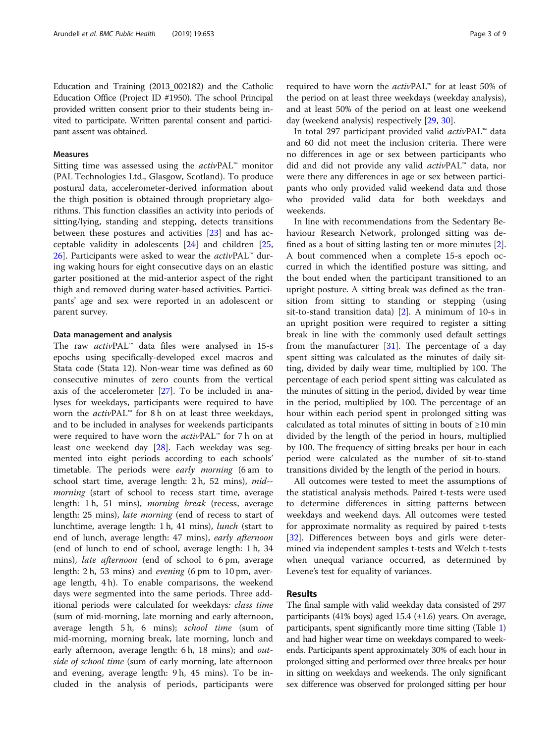Education and Training (2013_002182) and the Catholic Education Office (Project ID #1950). The school Principal provided written consent prior to their students being invited to participate. Written parental consent and participant assent was obtained.

### Measures

Sitting time was assessed using the *activ*PAL™ monitor (PAL Technologies Ltd., Glasgow, Scotland). To produce postural data, accelerometer-derived information about the thigh position is obtained through proprietary algorithms. This function classifies an activity into periods of sitting/lying, standing and stepping, detects transitions between these postures and activities [23] and has acceptable validity in adolescents [24] and children [25, 26]. Participants were asked to wear the *activ*PAL™ during waking hours for eight consecutive days on an elastic garter positioned at the mid-anterior aspect of the right thigh and removed during water-based activities. Participants' age and sex were reported in an adolescent or parent survey.

### Data management and analysis

The raw *activ*PAL™ data files were analysed in 15-s epochs using specifically-developed excel macros and Stata code (Stata 12). Non-wear time was defined as 60 consecutive minutes of zero counts from the vertical axis of the accelerometer [27]. To be included in analyses for weekdays, participants were required to have worn the *activ*PAL™ for 8 h on at least three weekdays, and to be included in analyses for weekends participants were required to have worn the *activ*PAL™ for 7 h on at least one weekend day [28]. Each weekday was segmented into eight periods according to each schools' timetable. The periods were *early morning* (6 am to school start time, average length: 2 h, 52 mins), *mid-morning* (start of school to recess start time, average length: 1 h, 51 mins), *morning break* (recess, average length: 25 mins), *late morning* (end of recess to start of lunchtime, average length: 1 h, 41 mins), *lunch* (start to end of lunch, average length: 47 mins), *early afternoon* (end of lunch to end of school, average length: 1 h, 34 mins), *late afternoon* (end of school to 6 pm, average length: 2 h, 53 mins) and *evening* (6 pm to 10 pm, average length, 4 h). To enable comparisons, the weekend days were segmented into the same periods. Three additional periods were calculated for weekdays: *class time* (sum of mid-morning, late morning and early afternoon, average length 5 h, 6 mins); *school time* (sum of mid-morning, morning break, late morning, lunch and early afternoon, average length: 6 h, 18 mins); and *outside of school time* (sum of early morning, late afternoon and evening, average length: 9 h, 45 mins). To be included in the analysis of periods, participants were required to have worn the *activ*PAL™ for at least 50% of the period on at least three weekdays (weekday analysis), and at least 50% of the period on at least one weekend day (weekend analysis) respectively [29, 30].

In total 297 participant provided valid *activ*PAL™ data and 60 did not meet the inclusion criteria. There were no differences in age or sex between participants who did and did not provide any valid *activ*PAL™ data, nor were there any differences in age or sex between participants who only provided valid weekend data and those who provided valid data for both weekdays and weekends.

In line with recommendations from the Sedentary Behaviour Research Network, prolonged sitting was defined as a bout of sitting lasting ten or more minutes [2]. A bout commenced when a complete 15-s epoch occurred in which the identified posture was sitting, and the bout ended when the participant transitioned to an upright posture. A sitting break was defined as the transition from sitting to standing or stepping (using sit-to-stand transition data) [2]. A minimum of 10-s in an upright position were required to register a sitting break in line with the commonly used default settings from the manufacturer [31]. The percentage of a day spent sitting was calculated as the minutes of daily sitting, divided by daily wear time, multiplied by 100. The percentage of each period spent sitting was calculated as the minutes of sitting in the period, divided by wear time in the period, multiplied by 100. The percentage of an hour within each period spent in prolonged sitting was calculated as total minutes of sitting in bouts of ≥10 min divided by the length of the period in hours, multiplied by 100. The frequency of sitting breaks per hour in each period were calculated as the number of sit-to-stand transitions divided by the length of the period in hours.

All outcomes were tested to meet the assumptions of the statistical analysis methods. Paired t-tests were used to determine differences in sitting patterns between weekdays and weekend days. All outcomes were tested for approximate normality as required by paired t-tests [32]. Differences between boys and girls were determined via independent samples t-tests and Welch t-tests when unequal variance occurred, as determined by Levene's test for equality of variances.

## Results

The final sample with valid weekday data consisted of 297 participants (41% boys) aged 15.4 (±1.6) years. On average, participants, spent significantly more time sitting (Table 1) and had higher wear time on weekdays compared to weekends. Participants spent approximately 30% of each hour in prolonged sitting and performed over three breaks per hour in sitting on weekdays and weekends. The only significant sex difference was observed for prolonged sitting per hour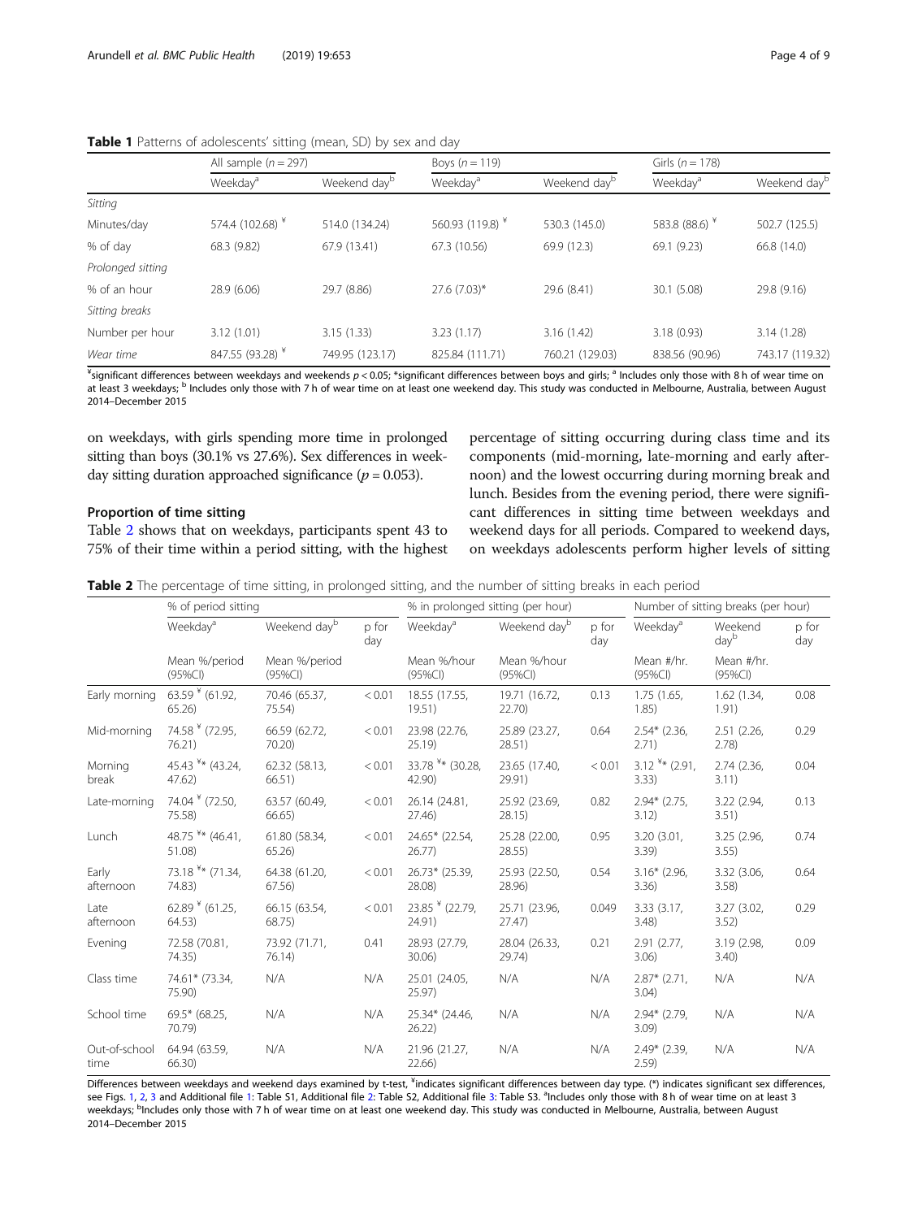**Table 1** Patterns of adolescents' sitting (mean, SD) by sex and day

| | All sample ($n = 297$) | | Boys ($n = 119$) | | Girls ($n = 178$) | |
|---|---|---|---|---|---|---|
| | Weekday[a] | Weekend day[b] | Weekday[a] | Weekend day[b] | Weekday[a] | Weekend day[b] |
| *Sitting* | | | | | | |
| Minutes/day | 574.4 (102.68) ¥ | 514.0 (134.24) | 560.93 (119.8) ¥ | 530.3 (145.0) | 583.8 (88.6) ¥ | 502.7 (125.5) |
| % of day | 68.3 (9.82) | 67.9 (13.41) | 67.3 (10.56) | 69.9 (12.3) | 69.1 (9.23) | 66.8 (14.0) |
| *Prolonged sitting* | | | | | | |
| % of an hour | 28.9 (6.06) | 29.7 (8.86) | 27.6 (7.03)* | 29.6 (8.41) | 30.1 (5.08) | 29.8 (9.16) |
| *Sitting breaks* | | | | | | |
| Number per hour | 3.12 (1.01) | 3.15 (1.33) | 3.23 (1.17) | 3.16 (1.42) | 3.18 (0.93) | 3.14 (1.28) |
| *Wear time* | 847.55 (93.28) ¥ | 749.95 (123.17) | 825.84 (111.71) | 760.21 (129.03) | 838.56 (90.96) | 743.17 (119.32) |

¥significant differences between weekdays and weekends $p < 0.05$; *significant differences between boys and girls; [a] Includes only those with 8 h of wear time on at least 3 weekdays; [b] Includes only those with 7 h of wear time on at least one weekend day. This study was conducted in Melbourne, Australia, between August 2014–December 2015

on weekdays, with girls spending more time in prolonged sitting than boys (30.1% vs 27.6%). Sex differences in weekday sitting duration approached significance ($p = 0.053$).

### Proportion of time sitting

Table 2 shows that on weekdays, participants spent 43 to 75% of their time within a period sitting, with the highest percentage of sitting occurring during class time and its components (mid-morning, late-morning and early afternoon) and the lowest occurring during morning break and lunch. Besides from the evening period, there were significant differences in sitting time between weekdays and weekend days for all periods. Compared to weekend days, on weekdays adolescents perform higher levels of sitting

**Table 2** The percentage of time sitting, in prolonged sitting, and the number of sitting breaks in each period

| | % of period sitting | | | % in prolonged sitting (per hour) | | | Number of sitting breaks (per hour) | | |
|---|---|---|---|---|---|---|---|---|---|
| | Weekday[a] | Weekend day[b] | p for day | Weekday[a] | Weekend day[b] | p for day | Weekday[a] | Weekend day[b] | p for day |
| | Mean %/period (95%CI) | Mean %/period (95%CI) | | Mean %/hour (95%CI) | Mean %/hour (95%CI) | | Mean #/hr. (95%CI) | Mean #/hr. (95%CI) | |
| Early morning | 63.59 ¥ (61.92, 65.26) | 70.46 (65.37, 75.54) | < 0.01 | 18.55 (17.55, 19.51) | 19.71 (16.72, 22.70) | 0.13 | 1.75 (1.65, 1.85) | 1.62 (1.34, 1.91) | 0.08 |
| Mid-morning | 74.58 ¥ (72.95, 76.21) | 66.59 (62.72, 70.20) | < 0.01 | 23.98 (22.76, 25.19) | 25.89 (23.27, 28.51) | 0.64 | 2.54* (2.36, 2.71) | 2.51 (2.26, 2.78) | 0.29 |
| Morning break | 45.43 ¥* (43.24, 47.62) | 62.32 (58.13, 66.51) | < 0.01 | 33.78 ¥* (30.28, 42.90) | 23.65 (17.40, 29.91) | < 0.01 | 3.12 ¥* (2.91, 3.33) | 2.74 (2.36, 3.11) | 0.04 |
| Late-morning | 74.04 ¥ (72.50, 75.58) | 63.57 (60.49, 66.65) | < 0.01 | 26.14 (24.81, 27.46) | 25.92 (23.69, 28.15) | 0.82 | 2.94* (2.75, 3.12) | 3.22 (2.94, 3.51) | 0.13 |
| Lunch | 48.75 ¥* (46.41, 51.08) | 61.80 (58.34, 65.26) | < 0.01 | 24.65* (22.54, 26.77) | 25.28 (22.00, 28.55) | 0.95 | 3.20 (3.01, 3.39) | 3.25 (2.96, 3.55) | 0.74 |
| Early afternoon | 73.18 ¥* (71.34, 74.83) | 64.38 (61.20, 67.56) | < 0.01 | 26.73* (25.39, 28.08) | 25.93 (22.50, 28.96) | 0.54 | 3.16* (2.96, 3.36) | 3.32 (3.06, 3.58) | 0.64 |
| Late afternoon | 62.89 ¥ (61.25, 64.53) | 66.15 (63.54, 68.75) | < 0.01 | 23.85 ¥ (22.79, 24.91) | 25.71 (23.96, 27.47) | 0.049 | 3.33 (3.17, 3.48) | 3.27 (3.02, 3.52) | 0.29 |
| Evening | 72.58 (70.81, 74.35) | 73.92 (71.71, 76.14) | 0.41 | 28.93 (27.79, 30.06) | 28.04 (26.33, 29.74) | 0.21 | 2.91 (2.77, 3.06) | 3.19 (2.98, 3.40) | 0.09 |
| Class time | 74.61* (73.34, 75.90) | N/A | N/A | 25.01 (24.05, 25.97) | N/A | N/A | 2.87* (2.71, 3.04) | N/A | N/A |
| School time | 69.5* (68.25, 70.79) | N/A | N/A | 25.34* (24.46, 26.22) | N/A | N/A | 2.94* (2.79, 3.09) | N/A | N/A |
| Out-of-school time | 64.94 (63.59, 66.30) | N/A | N/A | 21.96 (21.27, 22.66) | N/A | N/A | 2.49* (2.39, 2.59) | N/A | N/A |

Differences between weekdays and weekend days examined by t-test, ¥indicates significant differences between day type. (*) indicates significant sex differences, see Figs. 1, 2, 3 and Additional file 1: Table S1, Additional file 2: Table S2, Additional file 3: Table S3. [a]Includes only those with 8 h of wear time on at least 3 weekdays; [b]Includes only those with 7 h of wear time on at least one weekend day. This study was conducted in Melbourne, Australia, between August 2014–December 2015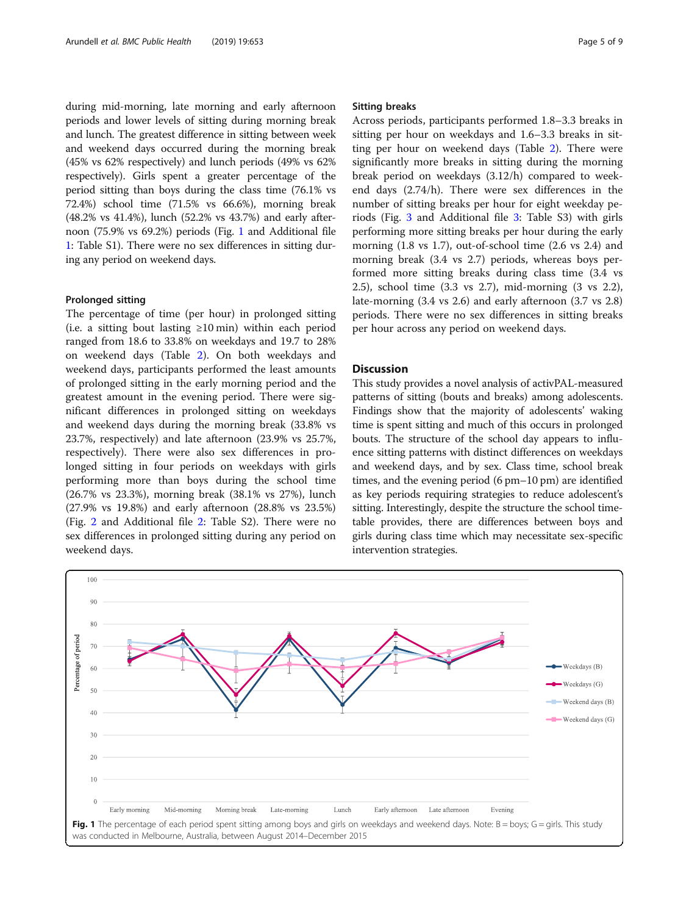during mid-morning, late morning and early afternoon periods and lower levels of sitting during morning break and lunch. The greatest difference in sitting between week and weekend days occurred during the morning break (45% vs 62% respectively) and lunch periods (49% vs 62% respectively). Girls spent a greater percentage of the period sitting than boys during the class time (76.1% vs 72.4%) school time (71.5% vs 66.6%), morning break (48.2% vs 41.4%), lunch (52.2% vs 43.7%) and early afternoon (75.9% vs 69.2%) periods (Fig. 1 and Additional file 1: Table S1). There were no sex differences in sitting during any period on weekend days.

### Prolonged sitting

The percentage of time (per hour) in prolonged sitting (i.e. a sitting bout lasting ≥10 min) within each period ranged from 18.6 to 33.8% on weekdays and 19.7 to 28% on weekend days (Table 2). On both weekdays and weekend days, participants performed the least amounts of prolonged sitting in the early morning period and the greatest amount in the evening period. There were significant differences in prolonged sitting on weekdays and weekend days during the morning break (33.8% vs 23.7%, respectively) and late afternoon (23.9% vs 25.7%, respectively). There were also sex differences in prolonged sitting in four periods on weekdays with girls performing more than boys during the school time (26.7% vs 23.3%), morning break (38.1% vs 27%), lunch (27.9% vs 19.8%) and early afternoon (28.8% vs 23.5%) (Fig. 2 and Additional file 2: Table S2). There were no sex differences in prolonged sitting during any period on weekend days.

### Sitting breaks

Across periods, participants performed 1.8–3.3 breaks in sitting per hour on weekdays and 1.6–3.3 breaks in sitting per hour on weekend days (Table 2). There were significantly more breaks in sitting during the morning break period on weekdays (3.12/h) compared to weekend days (2.74/h). There were sex differences in the number of sitting breaks per hour for eight weekday periods (Fig. 3 and Additional file 3: Table S3) with girls performing more sitting breaks per hour during the early morning (1.8 vs 1.7), out-of-school time (2.6 vs 2.4) and morning break (3.4 vs 2.7) periods, whereas boys performed more sitting breaks during class time (3.4 vs 2.5), school time (3.3 vs 2.7), mid-morning (3 vs 2.2), late-morning (3.4 vs 2.6) and early afternoon (3.7 vs 2.8) periods. There were no sex differences in sitting breaks per hour across any period on weekend days.

## Discussion

This study provides a novel analysis of activPAL-measured patterns of sitting (bouts and breaks) among adolescents. Findings show that the majority of adolescents' waking time is spent sitting and much of this occurs in prolonged bouts. The structure of the school day appears to influence sitting patterns with distinct differences on weekdays and weekend days, and by sex. Class time, school break times, and the evening period (6 pm–10 pm) are identified as key periods requiring strategies to reduce adolescent's sitting. Interestingly, despite the structure the school timetable provides, there are differences between boys and girls during class time which may necessitate sex-specific intervention strategies.

**Fig. 1** The percentage of each period spent sitting among boys and girls on weekdays and weekend days. Note: B = boys; G = girls. This study was conducted in Melbourne, Australia, between August 2014–December 2015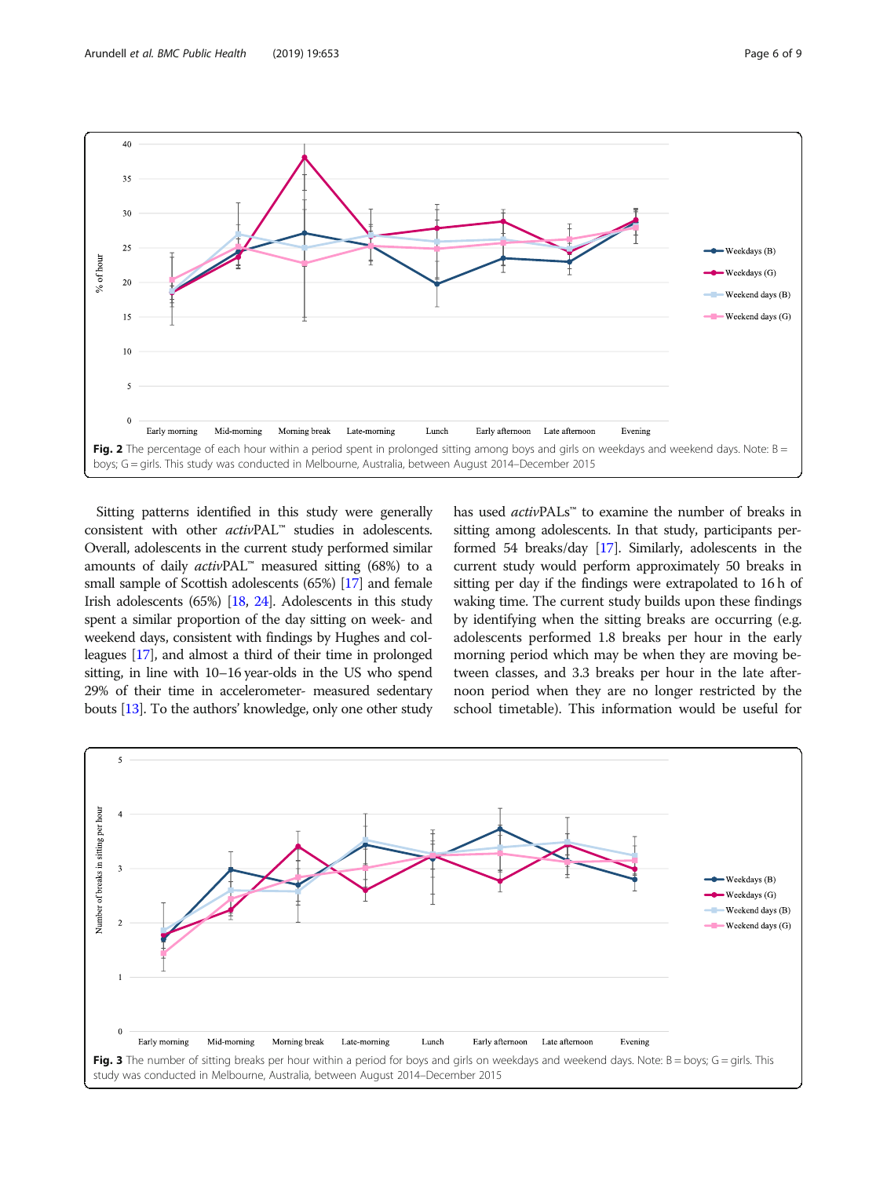**Fig. 2** The percentage of each hour within a period spent in prolonged sitting among boys and girls on weekdays and weekend days. Note: B = boys; G = girls. This study was conducted in Melbourne, Australia, between August 2014–December 2015

Sitting patterns identified in this study were generally consistent with other *activ*PAL™ studies in adolescents. Overall, adolescents in the current study performed similar amounts of daily *activ*PAL™ measured sitting (68%) to a small sample of Scottish adolescents (65%) [17] and female Irish adolescents (65%) [18, 24]. Adolescents in this study spent a similar proportion of the day sitting on week- and weekend days, consistent with findings by Hughes and colleagues [17], and almost a third of their time in prolonged sitting, in line with 10–16 year-olds in the US who spend 29% of their time in accelerometer- measured sedentary bouts [13]. To the authors' knowledge, only one other study has used *activ*PALs™ to examine the number of breaks in sitting among adolescents. In that study, participants performed 54 breaks/day [17]. Similarly, adolescents in the current study would perform approximately 50 breaks in sitting per day if the findings were extrapolated to 16 h of waking time. The current study builds upon these findings by identifying when the sitting breaks are occurring (e.g. adolescents performed 1.8 breaks per hour in the early morning period which may be when they are moving between classes, and 3.3 breaks per hour in the late afternoon period when they are no longer restricted by the school timetable). This information would be useful for

**Fig. 3** The number of sitting breaks per hour within a period for boys and girls on weekdays and weekend days. Note: B = boys; G = girls. This study was conducted in Melbourne, Australia, between August 2014–December 2015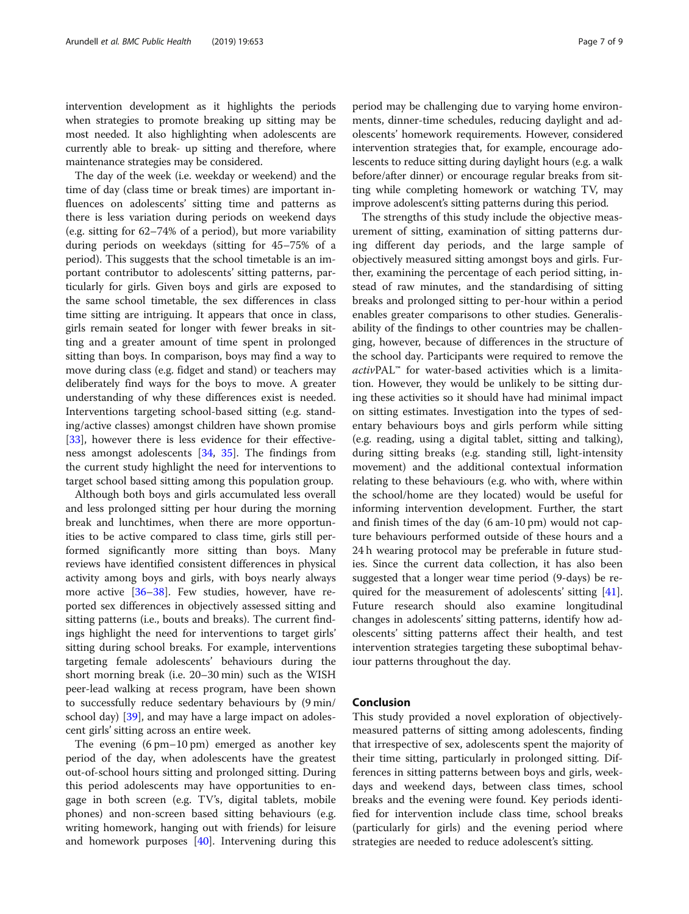intervention development as it highlights the periods when strategies to promote breaking up sitting may be most needed. It also highlighting when adolescents are currently able to break- up sitting and therefore, where maintenance strategies may be considered.

The day of the week (i.e. weekday or weekend) and the time of day (class time or break times) are important influences on adolescents' sitting time and patterns as there is less variation during periods on weekend days (e.g. sitting for 62–74% of a period), but more variability during periods on weekdays (sitting for 45–75% of a period). This suggests that the school timetable is an important contributor to adolescents' sitting patterns, particularly for girls. Given boys and girls are exposed to the same school timetable, the sex differences in class time sitting are intriguing. It appears that once in class, girls remain seated for longer with fewer breaks in sitting and a greater amount of time spent in prolonged sitting than boys. In comparison, boys may find a way to move during class (e.g. fidget and stand) or teachers may deliberately find ways for the boys to move. A greater understanding of why these differences exist is needed. Interventions targeting school-based sitting (e.g. standing/active classes) amongst children have shown promise [33], however there is less evidence for their effectiveness amongst adolescents [34, 35]. The findings from the current study highlight the need for interventions to target school based sitting among this population group.

Although both boys and girls accumulated less overall and less prolonged sitting per hour during the morning break and lunchtimes, when there are more opportunities to be active compared to class time, girls still performed significantly more sitting than boys. Many reviews have identified consistent differences in physical activity among boys and girls, with boys nearly always more active [36–38]. Few studies, however, have reported sex differences in objectively assessed sitting and sitting patterns (i.e., bouts and breaks). The current findings highlight the need for interventions to target girls' sitting during school breaks. For example, interventions targeting female adolescents' behaviours during the short morning break (i.e. 20–30 min) such as the WISH peer-lead walking at recess program, have been shown to successfully reduce sedentary behaviours by (9 min/school day) [39], and may have a large impact on adolescent girls' sitting across an entire week.

The evening (6 pm–10 pm) emerged as another key period of the day, when adolescents have the greatest out-of-school hours sitting and prolonged sitting. During this period adolescents may have opportunities to engage in both screen (e.g. TV's, digital tablets, mobile phones) and non-screen based sitting behaviours (e.g. writing homework, hanging out with friends) for leisure and homework purposes [40]. Intervening during this period may be challenging due to varying home environments, dinner-time schedules, reducing daylight and adolescents' homework requirements. However, considered intervention strategies that, for example, encourage adolescents to reduce sitting during daylight hours (e.g. a walk before/after dinner) or encourage regular breaks from sitting while completing homework or watching TV, may improve adolescent's sitting patterns during this period.

The strengths of this study include the objective measurement of sitting, examination of sitting patterns during different day periods, and the large sample of objectively measured sitting amongst boys and girls. Further, examining the percentage of each period sitting, instead of raw minutes, and the standardising of sitting breaks and prolonged sitting to per-hour within a period enables greater comparisons to other studies. Generalisability of the findings to other countries may be challenging, however, because of differences in the structure of the school day. Participants were required to remove the *activ*PAL™ for water-based activities which is a limitation. However, they would be unlikely to be sitting during these activities so it should have had minimal impact on sitting estimates. Investigation into the types of sedentary behaviours boys and girls perform while sitting (e.g. reading, using a digital tablet, sitting and talking), during sitting breaks (e.g. standing still, light-intensity movement) and the additional contextual information relating to these behaviours (e.g. who with, where within the school/home are they located) would be useful for informing intervention development. Further, the start and finish times of the day (6 am-10 pm) would not capture behaviours performed outside of these hours and a 24 h wearing protocol may be preferable in future studies. Since the current data collection, it has also been suggested that a longer wear time period (9-days) be required for the measurement of adolescents' sitting [41]. Future research should also examine longitudinal changes in adolescents' sitting patterns, identify how adolescents' sitting patterns affect their health, and test intervention strategies targeting these suboptimal behaviour patterns throughout the day.

## Conclusion

This study provided a novel exploration of objectively-measured patterns of sitting among adolescents, finding that irrespective of sex, adolescents spent the majority of their time sitting, particularly in prolonged sitting. Differences in sitting patterns between boys and girls, weekdays and weekend days, between class times, school breaks and the evening were found. Key periods identified for intervention include class time, school breaks (particularly for girls) and the evening period where strategies are needed to reduce adolescent's sitting.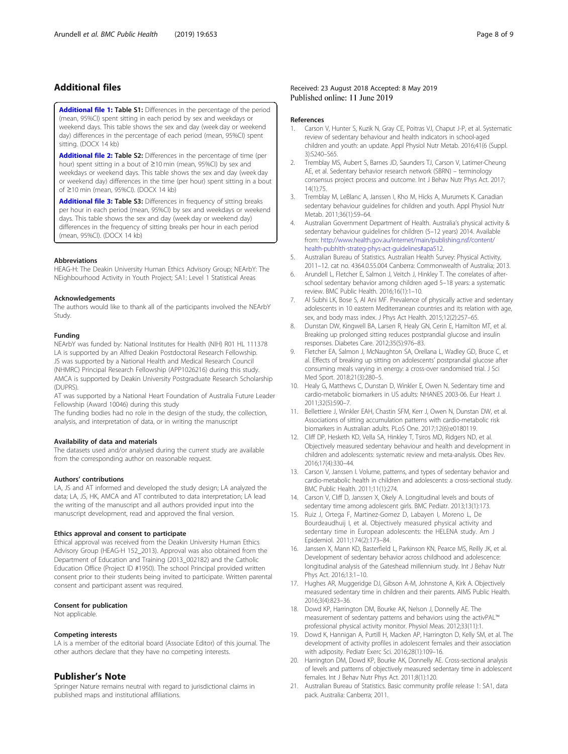## Additional files

**Additional file 1: Table S1:** Differences in the percentage of the period (mean, 95%CI) spent sitting in each period by sex and weekdays or weekend days. This table shows the sex and day (week day or weekend day) differences in the percentage of each period (mean, 95%CI) spent sitting. (DOCX 14 kb)

**Additional file 2: Table S2:** Differences in the percentage of time (per hour) spent sitting in a bout of ≥10 min (mean, 95%CI) by sex and weekdays or weekend days. This table shows the sex and day (week day or weekend day) differences in the time (per hour) spent sitting in a bout of ≥10 min (mean, 95%CI). (DOCX 14 kb)

**Additional file 3: Table S3:** Differences in frequency of sitting breaks per hour in each period (mean, 95%CI) by sex and weekdays or weekend days. This table shows the sex and day (week day or weekend day) differences in the frequency of sitting breaks per hour in each period (mean, 95%CI). (DOCX 14 kb)

#### Abbreviations

HEAG-H: The Deakin University Human Ethics Advisory Group; NEArbY: The NEighbourhood Activity in Youth Project; SA1: Level 1 Statistical Areas

#### Acknowledgements

The authors would like to thank all of the participants involved the NEArbY Study.

#### Funding

NEArbY was funded by: National Institutes for Health (NIH) R01 HL 111378
LA is supported by an Alfred Deakin Postdoctoral Research Fellowship.
JS was supported by a National Health and Medical Research Council (NHMRC) Principal Research Fellowship (APP1026216) during this study.
AMCA is supported by Deakin University Postgraduate Research Scholarship (DUPRS).
AT was supported by a National Heart Foundation of Australia Future Leader Fellowship (Award 10046) during this study
The funding bodies had no role in the design of the study, the collection, analysis, and interpretation of data, or in writing the manuscript

#### Availability of data and materials

The datasets used and/or analysed during the current study are available from the corresponding author on reasonable request.

#### Authors' contributions

LA, JS and AT informed and developed the study design; LA analyzed the data; LA, JS, HK, AMCA and AT contributed to data interpretation; LA lead the writing of the manuscript and all authors provided input into the manuscript development, read and approved the final version.

#### Ethics approval and consent to participate

Ethical approval was received from the Deakin University Human Ethics Advisory Group (HEAG-H 152_2013). Approval was also obtained from the Department of Education and Training (2013_002182) and the Catholic Education Office (Project ID #1950). The school Principal provided written consent prior to their students being invited to participate. Written parental consent and participant assent was required.

#### Consent for publication

Not applicable.

#### Competing interests

LA is a member of the editorial board (Associate Editor) of this journal. The other authors declare that they have no competing interests.

## Publisher's Note

Springer Nature remains neutral with regard to jurisdictional claims in published maps and institutional affiliations.

Received: 23 August 2018 Accepted: 8 May 2019
Published online: 11 June 2019

#### References

1. Carson V, Hunter S, Kuzik N, Gray CE, Poitras VJ, Chaput J-P, et al. Systematic review of sedentary behaviour and health indicators in school-aged children and youth: an update. Appl Physiol Nutr Metab. 2016;41(6 (Suppl. 3):S240–S65.
2. Tremblay MS, Aubert S, Barnes JD, Saunders TJ, Carson V, Latimer-Cheung AE, et al. Sedentary behavior research network (SBRN) – terminology consensus project process and outcome. Int J Behav Nutr Phys Act. 2017; 14(1):75.
3. Tremblay M, LeBlanc A, Janssen I, Kho M, Hicks A, Murumets K. Canadian sedentary behaviour guidelines for children and youth. Appl Physiol Nutr Metab. 2011;36(1):59–64.
4. Australian Government Department of Health. Australia's physical activity & sedentary behaviour guidelines for children (5–12 years) 2014. Available from: http://www.health.gov.au/internet/main/publishing.nsf/content/health-pubhlth-strateg-phys-act-guidelines#apa512.
5. Australian Bureau of Statistics. Australian Health Survey: Physical Activity, 2011–12. cat no. 4364.0.55.004 Canberra: Commonwealth of Australia; 2013.
6. Arundell L, Fletcher E, Salmon J, Veitch J, Hinkley T. The correlates of after-school sedentary behavior among children aged 5–18 years: a systematic review. BMC Public Health. 2016;16(1):1–10.
7. Al Subhi LK, Bose S, Al Ani MF. Prevalence of physically active and sedentary adolescents in 10 eastern Mediterranean countries and its relation with age, sex, and body mass index. J Phys Act Health. 2015;12(2):257–65.
8. Dunstan DW, Kingwell BA, Larsen R, Healy GN, Cerin E, Hamilton MT, et al. Breaking up prolonged sitting reduces postprandial glucose and insulin responses. Diabetes Care. 2012;35(5):976–83.
9. Fletcher EA, Salmon J, McNaughton SA, Orellana L, Wadley GD, Bruce C, et al. Effects of breaking up sitting on adolescents' postprandial glucose after consuming meals varying in energy: a cross-over randomised trial. J Sci Med Sport. 2018;21(3):280–5.
10. Healy G, Matthews C, Dunstan D, Winkler E, Owen N. Sedentary time and cardio-metabolic biomarkers in US adults: NHANES 2003-06. Eur Heart J. 2011;32(5):590–7.
11. Bellettiere J, Winkler EAH, Chastin SFM, Kerr J, Owen N, Dunstan DW, et al. Associations of sitting accumulation patterns with cardio-metabolic risk biomarkers in Australian adults. PLoS One. 2017;12(6):e0180119.
12. Cliff DP, Hesketh KD, Vella SA, Hinkley T, Tsiros MD, Ridgers ND, et al. Objectively measured sedentary behaviour and health and development in children and adolescents: systematic review and meta-analysis. Obes Rev. 2016;17(4):330–44.
13. Carson V, Janssen I. Volume, patterns, and types of sedentary behavior and cardio-metabolic health in children and adolescents: a cross-sectional study. BMC Public Health. 2011;11(1):274.
14. Carson V, Cliff D, Janssen X, Okely A. Longitudinal levels and bouts of sedentary time among adolescent girls. BMC Pediatr. 2013;13(1):173.
15. Ruiz J, Ortega F, Martinez-Gomez D, Labayen I, Moreno L, De Bourdeaudhuij I, et al. Objectively measured physical activity and sedentary time in European adolescents: the HELENA study. Am J Epidemiol. 2011;174(2):173–84.
16. Janssen X, Mann KD, Basterfield L, Parkinson KN, Pearce MS, Reilly JK, et al. Development of sedentary behavior across childhood and adolescence: longitudinal analysis of the Gateshead millennium study. Int J Behav Nutr Phys Act. 2016;13:1–10.
17. Hughes AR, Muggeridge DJ, Gibson A-M, Johnstone A, Kirk A. Objectively measured sedentary time in children and their parents. AIMS Public Health. 2016;3(4):823–36.
18. Dowd KP, Harrington DM, Bourke AK, Nelson J, Donnelly AE. The measurement of sedentary patterns and behaviors using the activPAL™ professional physical activity monitor. Physiol Meas. 2012;33(11):1.
19. Dowd K, Hannigan A, Purtill H, Macken AP, Harrington D, Kelly SM, et al. The development of activity profiles in adolescent females and their association with adiposity. Pediatr Exerc Sci. 2016;28(1):109–16.
20. Harrington DM, Dowd KP, Bourke AK, Donnelly AE. Cross-sectional analysis of levels and patterns of objectively measured sedentary time in adolescent females. Int J Behav Nutr Phys Act. 2011;8(1):120.
21. Australian Bureau of Statistics. Basic community profile release 1: SA1, data pack. Australia: Canberra; 2011.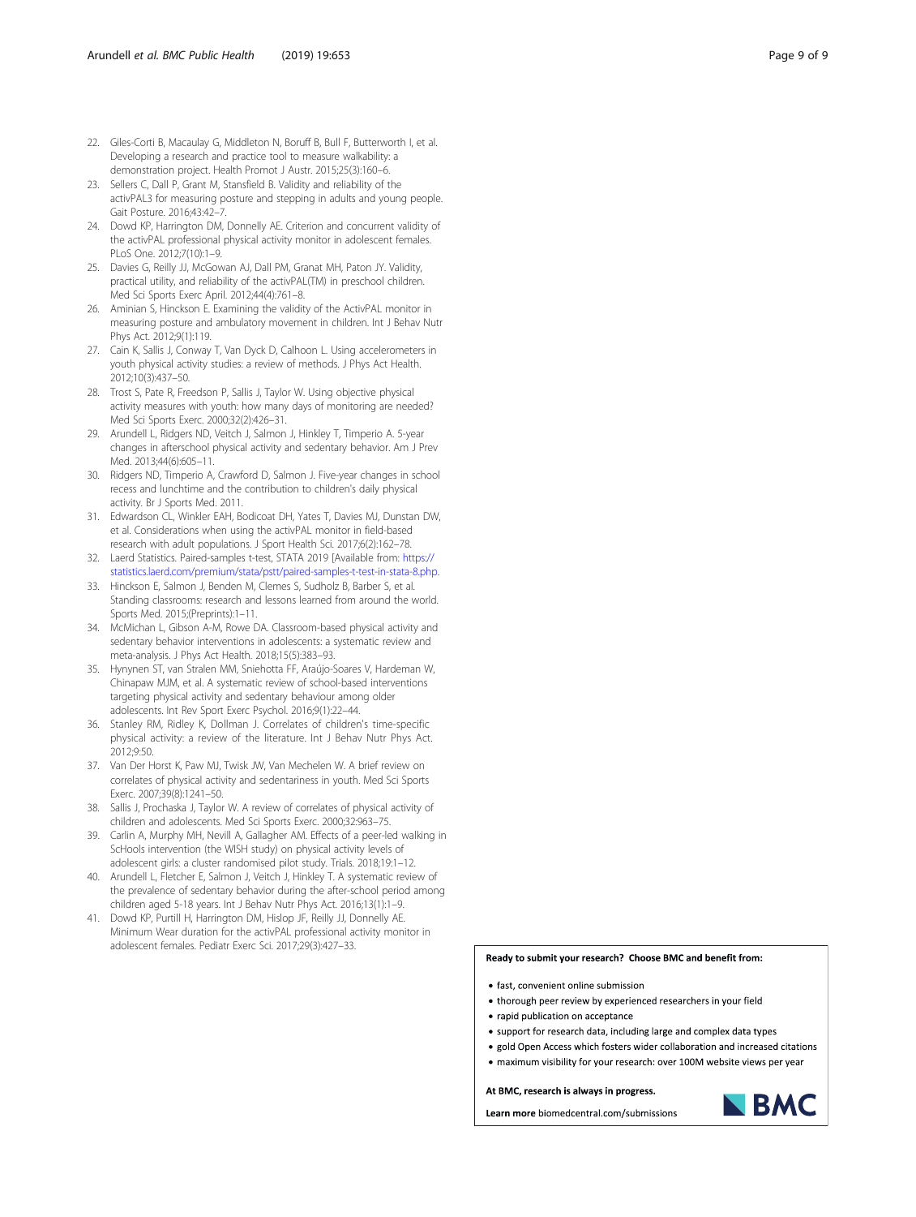22. Giles-Corti B, Macaulay G, Middleton N, Boruff B, Bull F, Butterworth I, et al. Developing a research and practice tool to measure walkability: a demonstration project. Health Promot J Austr. 2015;25(3):160–6.
23. Sellers C, Dall P, Grant M, Stansfield B. Validity and reliability of the activPAL3 for measuring posture and stepping in adults and young people. Gait Posture. 2016;43:42–7.
24. Dowd KP, Harrington DM, Donnelly AE. Criterion and concurrent validity of the activPAL professional physical activity monitor in adolescent females. PLoS One. 2012;7(10):1–9.
25. Davies G, Reilly JJ, McGowan AJ, Dall PM, Granat MH, Paton JY. Validity, practical utility, and reliability of the activPAL(TM) in preschool children. Med Sci Sports Exerc April. 2012;44(4):761–8.
26. Aminian S, Hinckson E. Examining the validity of the ActivPAL monitor in measuring posture and ambulatory movement in children. Int J Behav Nutr Phys Act. 2012;9(1):119.
27. Cain K, Sallis J, Conway T, Van Dyck D, Calhoon L. Using accelerometers in youth physical activity studies: a review of methods. J Phys Act Health. 2012;10(3):437–50.
28. Trost S, Pate R, Freedson P, Sallis J, Taylor W. Using objective physical activity measures with youth: how many days of monitoring are needed? Med Sci Sports Exerc. 2000;32(2):426–31.
29. Arundell L, Ridgers ND, Veitch J, Salmon J, Hinkley T, Timperio A. 5-year changes in afterschool physical activity and sedentary behavior. Am J Prev Med. 2013;44(6):605–11.
30. Ridgers ND, Timperio A, Crawford D, Salmon J. Five-year changes in school recess and lunchtime and the contribution to children's daily physical activity. Br J Sports Med. 2011.
31. Edwardson CL, Winkler EAH, Bodicoat DH, Yates T, Davies MJ, Dunstan DW, et al. Considerations when using the activPAL monitor in field-based research with adult populations. J Sport Health Sci. 2017;6(2):162–78.
32. Laerd Statistics. Paired-samples t-test, STATA 2019 [Available from: https://statistics.laerd.com/premium/stata/pstt/paired-samples-t-test-in-stata-8.php.
33. Hinckson E, Salmon J, Benden M, Clemes S, Sudholz B, Barber S, et al. Standing classrooms: research and lessons learned from around the world. Sports Med. 2015;(Preprints):1–11.
34. McMichan L, Gibson A-M, Rowe DA. Classroom-based physical activity and sedentary behavior interventions in adolescents: a systematic review and meta-analysis. J Phys Act Health. 2018;15(5):383–93.
35. Hynynen ST, van Stralen MM, Sniehotta FF, Araújo-Soares V, Hardeman W, Chinapaw MJM, et al. A systematic review of school-based interventions targeting physical activity and sedentary behaviour among older adolescents. Int Rev Sport Exerc Psychol. 2016;9(1):22–44.
36. Stanley RM, Ridley K, Dollman J. Correlates of children's time-specific physical activity: a review of the literature. Int J Behav Nutr Phys Act. 2012;9:50.
37. Van Der Horst K, Paw MJ, Twisk JW, Van Mechelen W. A brief review on correlates of physical activity and sedentariness in youth. Med Sci Sports Exerc. 2007;39(8):1241–50.
38. Sallis J, Prochaska J, Taylor W. A review of correlates of physical activity of children and adolescents. Med Sci Sports Exerc. 2000;32:963–75.
39. Carlin A, Murphy MH, Nevill A, Gallagher AM. Effects of a peer-led walking in ScHools intervention (the WISH study) on physical activity levels of adolescent girls: a cluster randomised pilot study. Trials. 2018;19:1–12.
40. Arundell L, Fletcher E, Salmon J, Veitch J, Hinkley T. A systematic review of the prevalence of sedentary behavior during the after-school period among children aged 5-18 years. Int J Behav Nutr Phys Act. 2016;13(1):1–9.
41. Dowd KP, Purtill H, Harrington DM, Hislop JF, Reilly JJ, Donnelly AE. Minimum Wear duration for the activPAL professional activity monitor in adolescent females. Pediatr Exerc Sci. 2017;29(3):427–33.

**Ready to submit your research? Choose BMC and benefit from:**

- fast, convenient online submission
- thorough peer review by experienced researchers in your field
- rapid publication on acceptance
- support for research data, including large and complex data types
- gold Open Access which fosters wider collaboration and increased citations
- maximum visibility for your research: over 100M website views per year

**At BMC, research is always in progress.**

**Learn more** biomedcentral.com/submissions

BMC